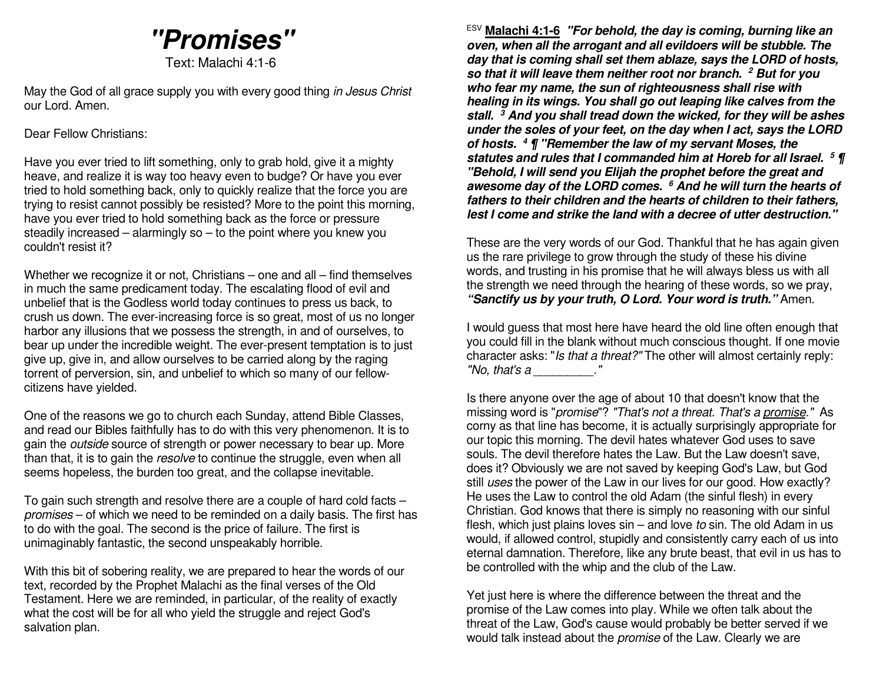# "Promises"

Text: Malachi 4:1-6

May the God of all grace supply you with every good thing *in Jesus Christ* our Lord. Amen.

Dear Fellow Christians:

Have you ever tried to lift something, only to grab hold, give it a mighty heave, and realize it is way too heavy even to budge? Or have you ever tried to hold something back, only to quickly realize that the force you are trying to resist cannot possibly be resisted? More to the point this morning, have you ever tried to hold something back as the force or pressure steadily increased – alarmingly so – to the point where you knew you couldn't resist it?

Whether we recognize it or not, Christians – one and all – find themselves in much the same predicament today. The escalating flood of evil and unbelief that is the Godless world today continues to press us back, to crush us down. The ever-increasing force is so great, most of us no longer harbor any illusions that we possess the strength, in and of ourselves, to bear up under the incredible weight. The ever-present temptation is to just give up, give in, and allow ourselves to be carried along by the raging torrent of perversion, sin, and unbelief to which so many of our fellow-citizens have yielded.

One of the reasons we go to church each Sunday, attend Bible Classes, and read our Bibles faithfully has to do with this very phenomenon. It is to gain the *outside* source of strength or power necessary to bear up. More than that, it is to gain the *resolve* to continue the struggle, even when all seems hopeless, the burden too great, and the collapse inevitable.

To gain such strength and resolve there are a couple of hard cold facts – *promises* – of which we need to be reminded on a daily basis. The first has to do with the goal. The second is the price of failure. The first is unimaginably fantastic, the second unspeakably horrible.

With this bit of sobering reality, we are prepared to hear the words of our text, recorded by the Prophet Malachi as the final verses of the Old Testament. Here we are reminded, in particular, of the reality of exactly what the cost will be for all who yield the struggle and reject God's salvation plan.

ESV **Malachi 4:1-6** ***"For behold, the day is coming, burning like an oven, when all the arrogant and all evildoers will be stubble. The day that is coming shall set them ablaze, says the LORD of hosts, so that it will leave them neither root nor branch. [2] But for you who fear my name, the sun of righteousness shall rise with healing in its wings. You shall go out leaping like calves from the stall. [3] And you shall tread down the wicked, for they will be ashes under the soles of your feet, on the day when I act, says the LORD of hosts. [4] ¶ "Remember the law of my servant Moses, the statutes and rules that I commanded him at Horeb for all Israel. [5] ¶ "Behold, I will send you Elijah the prophet before the great and awesome day of the LORD comes. [6] And he will turn the hearts of fathers to their children and the hearts of children to their fathers, lest I come and strike the land with a decree of utter destruction."***

These are the very words of our God. Thankful that he has again given us the rare privilege to grow through the study of these his divine words, and trusting in his promise that he will always bless us with all the strength we need through the hearing of these words, so we pray, ***"Sanctify us by your truth, O Lord. Your word is truth."*** Amen.

I would guess that most here have heard the old line often enough that you could fill in the blank without much conscious thought. If one movie character asks: "*Is that a threat?"* The other will almost certainly reply: *"No, that's a _________."*

Is there anyone over the age of about 10 that doesn't know that the missing word is "*promise*"? *"That's not a threat. That's a promise."* As corny as that line has become, it is actually surprisingly appropriate for our topic this morning. The devil hates whatever God uses to save souls. The devil therefore hates the Law. But the Law doesn't save, does it? Obviously we are not saved by keeping God's Law, but God still *uses* the power of the Law in our lives for our good. How exactly? He uses the Law to control the old Adam (the sinful flesh) in every Christian. God knows that there is simply no reasoning with our sinful flesh, which just plains loves sin – and love *to* sin. The old Adam in us would, if allowed control, stupidly and consistently carry each of us into eternal damnation. Therefore, like any brute beast, that evil in us has to be controlled with the whip and the club of the Law.

Yet just here is where the difference between the threat and the promise of the Law comes into play. While we often talk about the threat of the Law, God's cause would probably be better served if we would talk instead about the *promise* of the Law. Clearly we are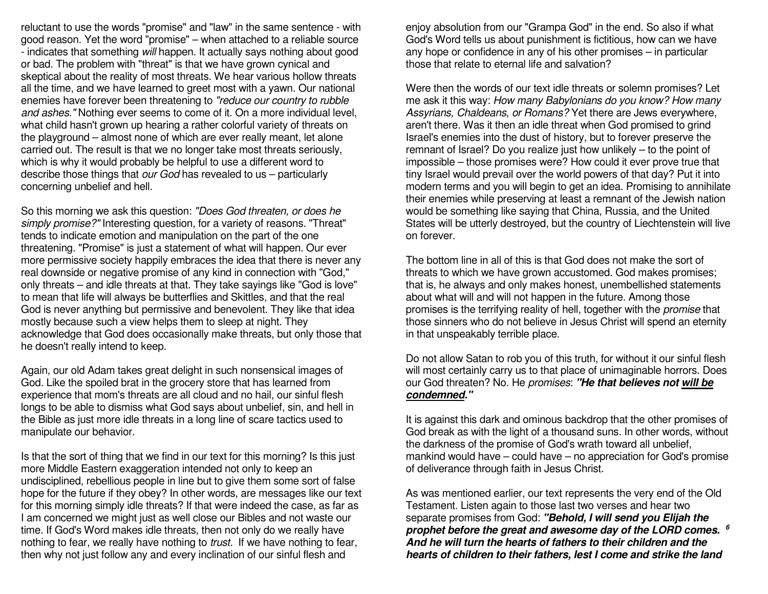reluctant to use the words "promise" and "law" in the same sentence - with good reason. Yet the word "promise" – when attached to a reliable source - indicates that something *will* happen. It actually says nothing about good or bad. The problem with "threat" is that we have grown cynical and skeptical about the reality of most threats. We hear various hollow threats all the time, and we have learned to greet most with a yawn. Our national enemies have forever been threatening to *"reduce our country to rubble and ashes."* Nothing ever seems to come of it. On a more individual level, what child hasn't grown up hearing a rather colorful variety of threats on the playground – almost none of which are ever really meant, let alone carried out. The result is that we no longer take most threats seriously, which is why it would probably be helpful to use a different word to describe those things that *our God* has revealed to us – particularly concerning unbelief and hell.

So this morning we ask this question: *"Does God threaten, or does he simply promise?"* Interesting question, for a variety of reasons. "Threat" tends to indicate emotion and manipulation on the part of the one threatening. "Promise" is just a statement of what will happen. Our ever more permissive society happily embraces the idea that there is never any real downside or negative promise of any kind in connection with "God," only threats – and idle threats at that. They take sayings like "God is love" to mean that life will always be butterflies and Skittles, and that the real God is never anything but permissive and benevolent. They like that idea mostly because such a view helps them to sleep at night. They acknowledge that God does occasionally make threats, but only those that he doesn't really intend to keep.

Again, our old Adam takes great delight in such nonsensical images of God. Like the spoiled brat in the grocery store that has learned from experience that mom's threats are all cloud and no hail, our sinful flesh longs to be able to dismiss what God says about unbelief, sin, and hell in the Bible as just more idle threats in a long line of scare tactics used to manipulate our behavior.

Is that the sort of thing that we find in our text for this morning? Is this just more Middle Eastern exaggeration intended not only to keep an undisciplined, rebellious people in line but to give them some sort of false hope for the future if they obey? In other words, are messages like our text for this morning simply idle threats? If that were indeed the case, as far as I am concerned we might just as well close our Bibles and not waste our time. If God's Word makes idle threats, then not only do we really have nothing to fear, we really have nothing to *trust*. If we have nothing to fear, then why not just follow any and every inclination of our sinful flesh and enjoy absolution from our "Grampa God" in the end. So also if what God's Word tells us about punishment is fictitious, how can we have any hope or confidence in any of his other promises – in particular those that relate to eternal life and salvation?

Were then the words of our text idle threats or solemn promises? Let me ask it this way: *How many Babylonians do you know? How many Assyrians, Chaldeans, or Romans?* Yet there are Jews everywhere, aren't there. Was it then an idle threat when God promised to grind Israel's enemies into the dust of history, but to forever preserve the remnant of Israel? Do you realize just how unlikely – to the point of impossible – those promises were? How could it ever prove true that tiny Israel would prevail over the world powers of that day? Put it into modern terms and you will begin to get an idea. Promising to annihilate their enemies while preserving at least a remnant of the Jewish nation would be something like saying that China, Russia, and the United States will be utterly destroyed, but the country of Liechtenstein will live on forever.

The bottom line in all of this is that God does not make the sort of threats to which we have grown accustomed. God makes promises; that is, he always and only makes honest, unembellished statements about what will and will not happen in the future. Among those promises is the terrifying reality of hell, together with the *promise* that those sinners who do not believe in Jesus Christ will spend an eternity in that unspeakably terrible place.

Do not allow Satan to rob you of this truth, for without it our sinful flesh will most certainly carry us to that place of unimaginable horrors. Does our God threaten? No. He *promises*: ***"He that believes not <u>will be condemned</u>."***

It is against this dark and ominous backdrop that the other promises of God break as with the light of a thousand suns. In other words, without the darkness of the promise of God's wrath toward all unbelief, mankind would have – could have – no appreciation for God's promise of deliverance through faith in Jesus Christ.

As was mentioned earlier, our text represents the very end of the Old Testament. Listen again to those last two verses and hear two separate promises from God: ***"Behold, I will send you Elijah the prophet before the great and awesome day of the LORD comes.*** [6] ***And he will turn the hearts of fathers to their children and the hearts of children to their fathers, lest I come and strike the land***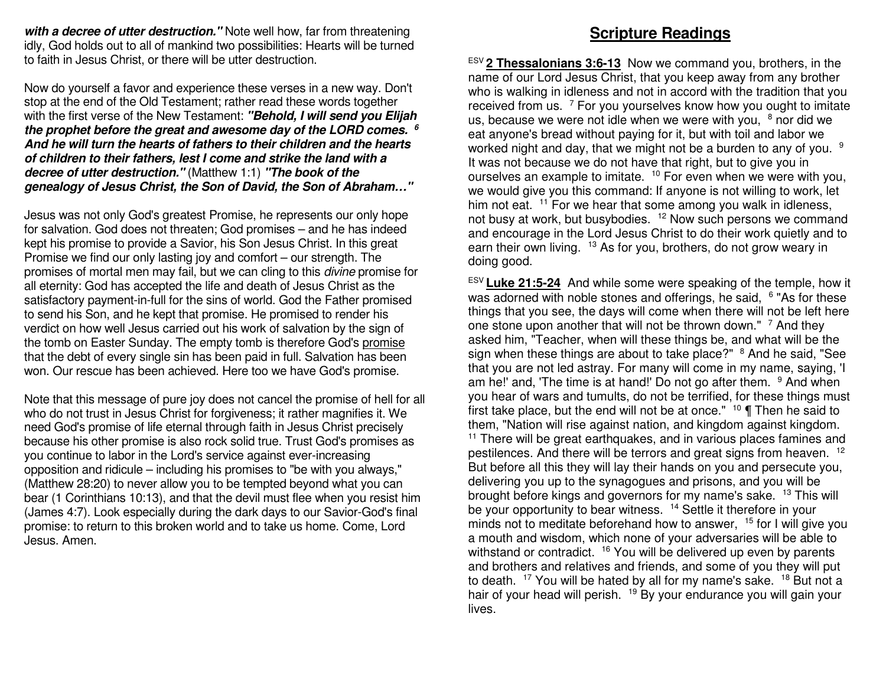***with a decree of utter destruction."*** Note well how, far from threatening idly, God holds out to all of mankind two possibilities: Hearts will be turned to faith in Jesus Christ, or there will be utter destruction.

Now do yourself a favor and experience these verses in a new way. Don't stop at the end of the Old Testament; rather read these words together with the first verse of the New Testament: ***"Behold, I will send you Elijah the prophet before the great and awesome day of the LORD comes. [6] And he will turn the hearts of fathers to their children and the hearts of children to their fathers, lest I come and strike the land with a decree of utter destruction."*** (Matthew 1:1) ***"The book of the genealogy of Jesus Christ, the Son of David, the Son of Abraham…"***

Jesus was not only God's greatest Promise, he represents our only hope for salvation. God does not threaten; God promises – and he has indeed kept his promise to provide a Savior, his Son Jesus Christ. In this great Promise we find our only lasting joy and comfort – our strength. The promises of mortal men may fail, but we can cling to this *divine* promise for all eternity: God has accepted the life and death of Jesus Christ as the satisfactory payment-in-full for the sins of world. God the Father promised to send his Son, and he kept that promise. He promised to render his verdict on how well Jesus carried out his work of salvation by the sign of the tomb on Easter Sunday. The empty tomb is therefore God's <u>promise</u> that the debt of every single sin has been paid in full. Salvation has been won. Our rescue has been achieved. Here too we have God's promise.

Note that this message of pure joy does not cancel the promise of hell for all who do not trust in Jesus Christ for forgiveness; it rather magnifies it. We need God's promise of life eternal through faith in Jesus Christ precisely because his other promise is also rock solid true. Trust God's promises as you continue to labor in the Lord's service against ever-increasing opposition and ridicule – including his promises to "be with you always," (Matthew 28:20) to never allow you to be tempted beyond what you can bear (1 Corinthians 10:13), and that the devil must flee when you resist him (James 4:7). Look especially during the dark days to our Savior-God's final promise: to return to this broken world and to take us home. Come, Lord Jesus. Amen.

# Scripture Readings

[ESV] **<u>2 Thessalonians 3:6-13</u>** Now we command you, brothers, in the name of our Lord Jesus Christ, that you keep away from any brother who is walking in idleness and not in accord with the tradition that you received from us. [7] For you yourselves know how you ought to imitate us, because we were not idle when we were with you, [8] nor did we eat anyone's bread without paying for it, but with toil and labor we worked night and day, that we might not be a burden to any of you. [9] It was not because we do not have that right, but to give you in ourselves an example to imitate. [10] For even when we were with you, we would give you this command: If anyone is not willing to work, let him not eat. [11] For we hear that some among you walk in idleness, not busy at work, but busybodies. [12] Now such persons we command and encourage in the Lord Jesus Christ to do their work quietly and to earn their own living. [13] As for you, brothers, do not grow weary in doing good.

[ESV] **<u>Luke 21:5-24</u>** And while some were speaking of the temple, how it was adorned with noble stones and offerings, he said, [6] "As for these things that you see, the days will come when there will not be left here one stone upon another that will not be thrown down." [7] And they asked him, "Teacher, when will these things be, and what will be the sign when these things are about to take place?" [8] And he said, "See that you are not led astray. For many will come in my name, saying, 'I am he!' and, 'The time is at hand!' Do not go after them. [9] And when you hear of wars and tumults, do not be terrified, for these things must first take place, but the end will not be at once." [10] ¶ Then he said to them, "Nation will rise against nation, and kingdom against kingdom. [11] There will be great earthquakes, and in various places famines and pestilences. And there will be terrors and great signs from heaven. [12] But before all this they will lay their hands on you and persecute you, delivering you up to the synagogues and prisons, and you will be brought before kings and governors for my name's sake. [13] This will be your opportunity to bear witness. [14] Settle it therefore in your minds not to meditate beforehand how to answer, [15] for I will give you a mouth and wisdom, which none of your adversaries will be able to withstand or contradict. [16] You will be delivered up even by parents and brothers and relatives and friends, and some of you they will put to death. [17] You will be hated by all for my name's sake. [18] But not a hair of your head will perish. [19] By your endurance you will gain your lives.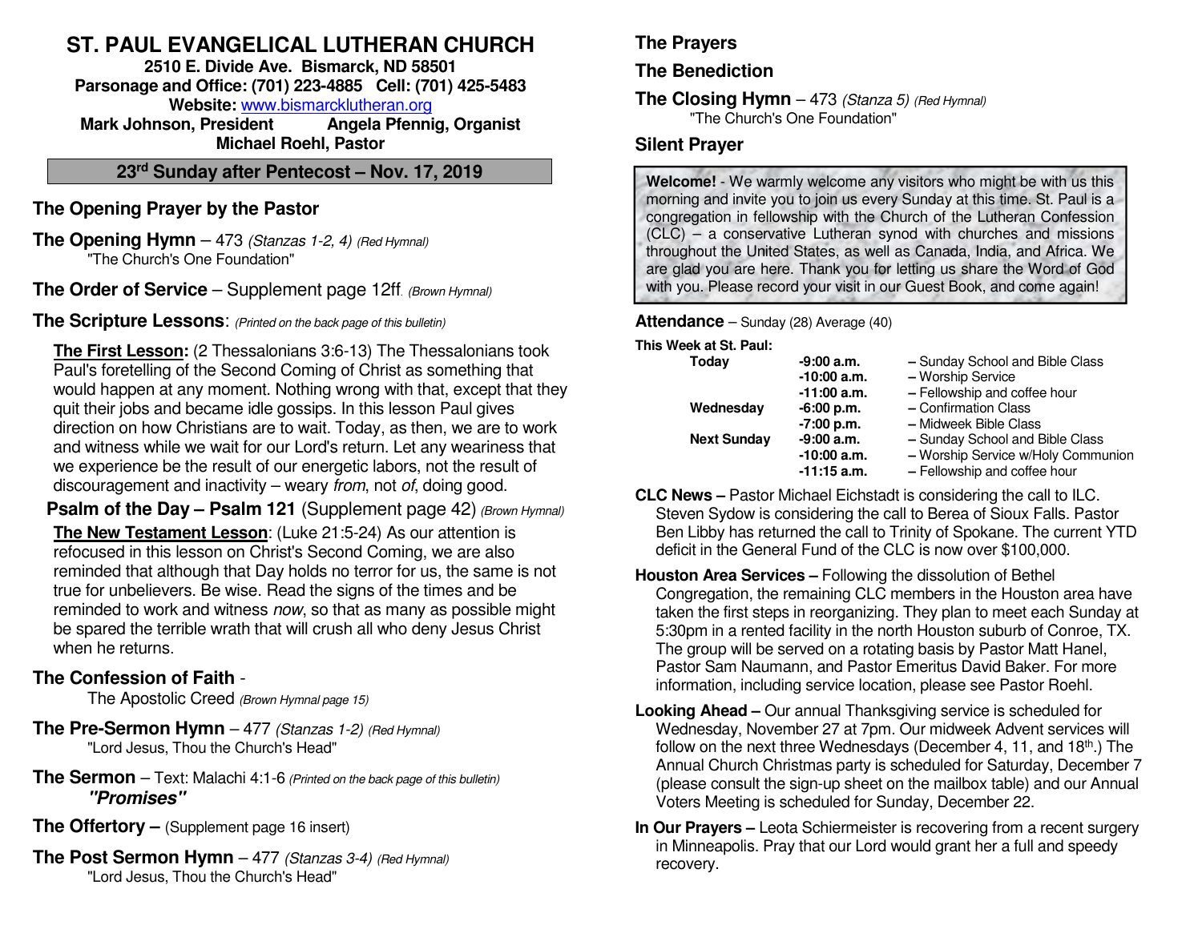# ST. PAUL EVANGELICAL LUTHERAN CHURCH

**2510 E. Divide Ave. Bismarck, ND 58501**
**Parsonage and Office: (701) 223-4885 Cell: (701) 425-5483**
**Website:** www.bismarcklutheran.org
**Mark Johnson, President** **Angela Pfennig, Organist**
**Michael Roehl, Pastor**

## 23rd Sunday after Pentecost – Nov. 17, 2019

**The Opening Prayer by the Pastor**

**The Opening Hymn** – 473 *(Stanzas 1-2, 4)* *(Red Hymnal)*
"The Church's One Foundation"

**The Order of Service** – Supplement page 12ff. *(Brown Hymnal)*

**The Scripture Lessons**: *(Printed on the back page of this bulletin)*

**The First Lesson:** (2 Thessalonians 3:6-13) The Thessalonians took Paul's foretelling of the Second Coming of Christ as something that would happen at any moment. Nothing wrong with that, except that they quit their jobs and became idle gossips. In this lesson Paul gives direction on how Christians are to wait. Today, as then, we are to work and witness while we wait for our Lord's return. Let any weariness that we experience be the result of our energetic labors, not the result of discouragement and inactivity – weary *from*, not *of*, doing good.

**Psalm of the Day – Psalm 121** (Supplement page 42) *(Brown Hymnal)*

**The New Testament Lesson**: (Luke 21:5-24) As our attention is refocused in this lesson on Christ's Second Coming, we are also reminded that although that Day holds no terror for us, the same is not true for unbelievers. Be wise. Read the signs of the times and be reminded to work and witness *now*, so that as many as possible might be spared the terrible wrath that will crush all who deny Jesus Christ when he returns.

**The Confession of Faith** -
The Apostolic Creed *(Brown Hymnal page 15)*

**The Pre-Sermon Hymn** – 477 *(Stanzas 1-2)* *(Red Hymnal)*
"Lord Jesus, Thou the Church's Head"

**The Sermon** – Text: Malachi 4:1-6 *(Printed on the back page of this bulletin)*
***"Promises"***

**The Offertory –** (Supplement page 16 insert)

**The Post Sermon Hymn** – 477 *(Stanzas 3-4)* *(Red Hymnal)*
"Lord Jesus, Thou the Church's Head"

**The Prayers**

**The Benediction**

**The Closing Hymn** – 473 *(Stanza 5)* *(Red Hymnal)*
"The Church's One Foundation"

**Silent Prayer**

**Welcome!** - We warmly welcome any visitors who might be with us this morning and invite you to join us every Sunday at this time. St. Paul is a congregation in fellowship with the Church of the Lutheran Confession (CLC) – a conservative Lutheran synod with churches and missions throughout the United States, as well as Canada, India, and Africa. We are glad you are here. Thank you for letting us share the Word of God with you. Please record your visit in our Guest Book, and come again!

**Attendance** – Sunday (28) Average (40)

**This Week at St. Paul:**

| | | |
|---|---|---|
| **Today** | **-9:00 a.m.** | – Sunday School and Bible Class |
| | **-10:00 a.m.** | – Worship Service |
| | **-11:00 a.m.** | – Fellowship and coffee hour |
| **Wednesday** | **-6:00 p.m.** | – Confirmation Class |
| | **-7:00 p.m.** | – Midweek Bible Class |
| **Next Sunday** | **-9:00 a.m.** | – Sunday School and Bible Class |
| | **-10:00 a.m.** | – Worship Service w/Holy Communion |
| | **-11:15 a.m.** | – Fellowship and coffee hour |

**CLC News –** Pastor Michael Eichstadt is considering the call to ILC. Steven Sydow is considering the call to Berea of Sioux Falls. Pastor Ben Libby has returned the call to Trinity of Spokane. The current YTD deficit in the General Fund of the CLC is now over $100,000.

**Houston Area Services –** Following the dissolution of Bethel Congregation, the remaining CLC members in the Houston area have taken the first steps in reorganizing. They plan to meet each Sunday at 5:30pm in a rented facility in the north Houston suburb of Conroe, TX. The group will be served on a rotating basis by Pastor Matt Hanel, Pastor Sam Naumann, and Pastor Emeritus David Baker. For more information, including service location, please see Pastor Roehl.

**Looking Ahead –** Our annual Thanksgiving service is scheduled for Wednesday, November 27 at 7pm. Our midweek Advent services will follow on the next three Wednesdays (December 4, 11, and 18th.) The Annual Church Christmas party is scheduled for Saturday, December 7 (please consult the sign-up sheet on the mailbox table) and our Annual Voters Meeting is scheduled for Sunday, December 22.

**In Our Prayers –** Leota Schiermeister is recovering from a recent surgery in Minneapolis. Pray that our Lord would grant her a full and speedy recovery.